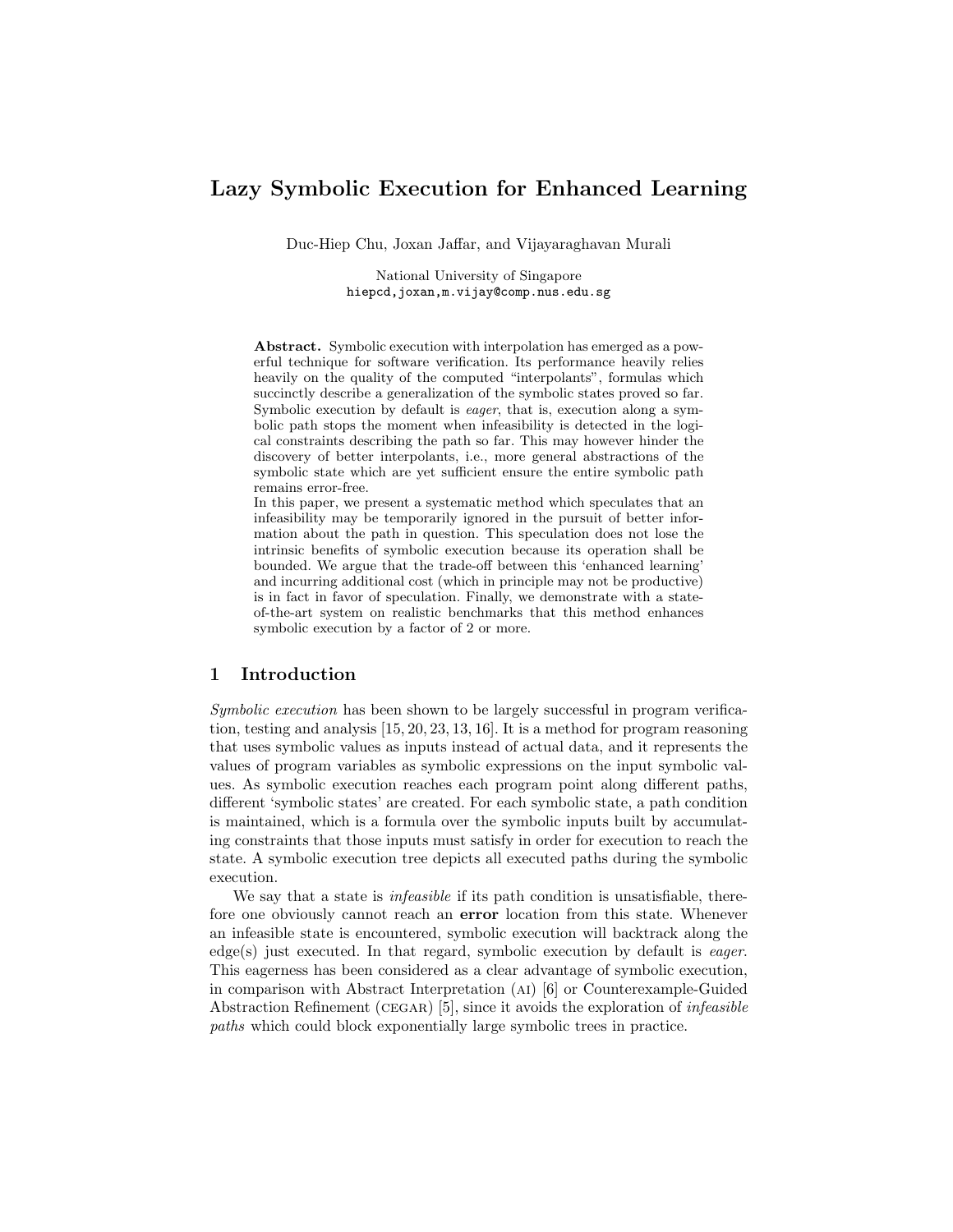# Lazy Symbolic Execution for Enhanced Learning

Duc-Hiep Chu, Joxan Jaffar, and Vijayaraghavan Murali

National University of Singapore
hiepcd,joxan,m.vijay@comp.nus.edu.sg

**Abstract.** Symbolic execution with interpolation has emerged as a powerful technique for software verification. Its performance heavily relies heavily on the quality of the computed "interpolants", formulas which succinctly describe a generalization of the symbolic states proved so far. Symbolic execution by default is *eager*, that is, execution along a symbolic path stops the moment when infeasibility is detected in the logical constraints describing the path so far. This may however hinder the discovery of better interpolants, i.e., more general abstractions of the symbolic state which are yet sufficient ensure the entire symbolic path remains error-free.
In this paper, we present a systematic method which speculates that an infeasibility may be temporarily ignored in the pursuit of better information about the path in question. This speculation does not lose the intrinsic benefits of symbolic execution because its operation shall be bounded. We argue that the trade-off between this 'enhanced learning' and incurring additional cost (which in principle may not be productive) is in fact in favor of speculation. Finally, we demonstrate with a state-of-the-art system on realistic benchmarks that this method enhances symbolic execution by a factor of 2 or more.

## 1 Introduction

*Symbolic execution* has been shown to be largely successful in program verification, testing and analysis [15, 20, 23, 13, 16]. It is a method for program reasoning that uses symbolic values as inputs instead of actual data, and it represents the values of program variables as symbolic expressions on the input symbolic values. As symbolic execution reaches each program point along different paths, different 'symbolic states' are created. For each symbolic state, a path condition is maintained, which is a formula over the symbolic inputs built by accumulating constraints that those inputs must satisfy in order for execution to reach the state. A symbolic execution tree depicts all executed paths during the symbolic execution.

We say that a state is *infeasible* if its path condition is unsatisfiable, therefore one obviously cannot reach an **error** location from this state. Whenever an infeasible state is encountered, symbolic execution will backtrack along the edge(s) just executed. In that regard, symbolic execution by default is *eager*. This eagerness has been considered as a clear advantage of symbolic execution, in comparison with Abstract Interpretation (AI) [6] or Counterexample-Guided Abstraction Refinement (CEGAR) [5], since it avoids the exploration of *infeasible paths* which could block exponentially large symbolic trees in practice.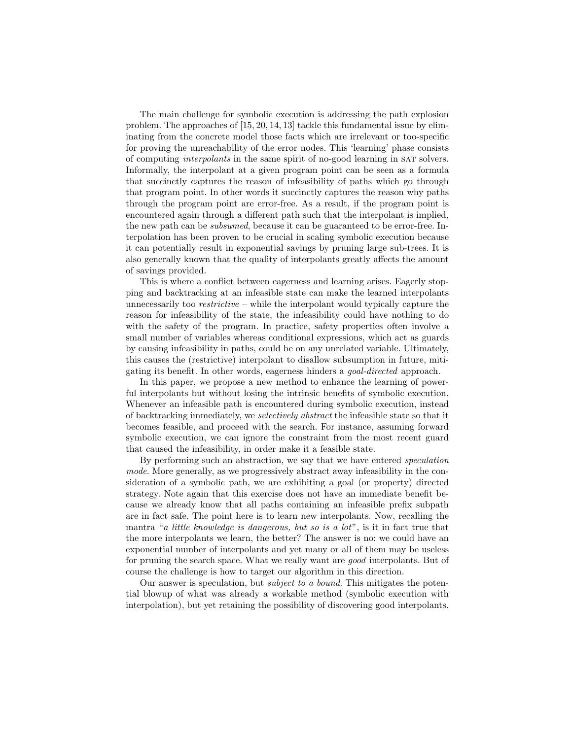The main challenge for symbolic execution is addressing the path explosion problem. The approaches of [15, 20, 14, 13] tackle this fundamental issue by eliminating from the concrete model those facts which are irrelevant or too-specific for proving the unreachability of the error nodes. This 'learning' phase consists of computing *interpolants* in the same spirit of no-good learning in SAT solvers. Informally, the interpolant at a given program point can be seen as a formula that succinctly captures the reason of infeasibility of paths which go through that program point. In other words it succinctly captures the reason why paths through the program point are error-free. As a result, if the program point is encountered again through a different path such that the interpolant is implied, the new path can be *subsumed*, because it can be guaranteed to be error-free. Interpolation has been proven to be crucial in scaling symbolic execution because it can potentially result in exponential savings by pruning large sub-trees. It is also generally known that the quality of interpolants greatly affects the amount of savings provided.

This is where a conflict between eagerness and learning arises. Eagerly stopping and backtracking at an infeasible state can make the learned interpolants unnecessarily too *restrictive* – while the interpolant would typically capture the reason for infeasibility of the state, the infeasibility could have nothing to do with the safety of the program. In practice, safety properties often involve a small number of variables whereas conditional expressions, which act as guards by causing infeasibility in paths, could be on any unrelated variable. Ultimately, this causes the (restrictive) interpolant to disallow subsumption in future, mitigating its benefit. In other words, eagerness hinders a *goal-directed* approach.

In this paper, we propose a new method to enhance the learning of powerful interpolants but without losing the intrinsic benefits of symbolic execution. Whenever an infeasible path is encountered during symbolic execution, instead of backtracking immediately, we *selectively abstract* the infeasible state so that it becomes feasible, and proceed with the search. For instance, assuming forward symbolic execution, we can ignore the constraint from the most recent guard that caused the infeasibility, in order make it a feasible state.

By performing such an abstraction, we say that we have entered *speculation mode*. More generally, as we progressively abstract away infeasibility in the consideration of a symbolic path, we are exhibiting a goal (or property) directed strategy. Note again that this exercise does not have an immediate benefit because we already know that all paths containing an infeasible prefix subpath are in fact safe. The point here is to learn new interpolants. Now, recalling the mantra "*a little knowledge is dangerous, but so is a lot*", is it in fact true that the more interpolants we learn, the better? The answer is no: we could have an exponential number of interpolants and yet many or all of them may be useless for pruning the search space. What we really want are *good* interpolants. But of course the challenge is how to target our algorithm in this direction.

Our answer is speculation, but *subject to a bound*. This mitigates the potential blowup of what was already a workable method (symbolic execution with interpolation), but yet retaining the possibility of discovering good interpolants.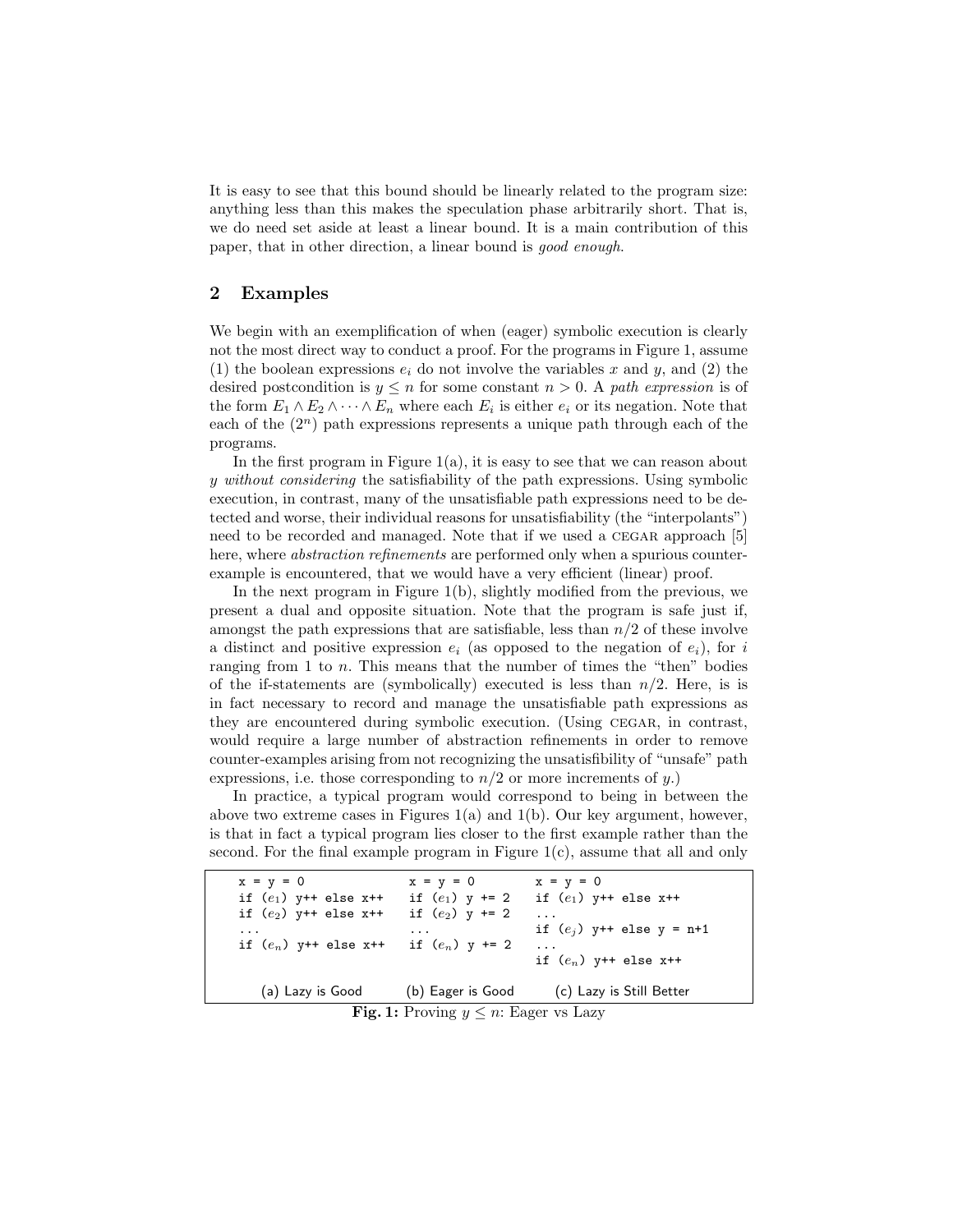It is easy to see that this bound should be linearly related to the program size: anything less than this makes the speculation phase arbitrarily short. That is, we do need set aside at least a linear bound. It is a main contribution of this paper, that in other direction, a linear bound is *good enough*.

## 2 Examples

We begin with an exemplification of when (eager) symbolic execution is clearly not the most direct way to conduct a proof. For the programs in Figure 1, assume (1) the boolean expressions $e_i$ do not involve the variables $x$ and $y$, and (2) the desired postcondition is $y \leq n$ for some constant $n > 0$. A *path expression* is of the form $E_1 \wedge E_2 \wedge \cdots \wedge E_n$ where each $E_i$ is either $e_i$ or its negation. Note that each of the ($2^n$) path expressions represents a unique path through each of the programs.

In the first program in Figure 1(a), it is easy to see that we can reason about $y$ *without considering* the satisfiability of the path expressions. Using symbolic execution, in contrast, many of the unsatisfiable path expressions need to be detected and worse, their individual reasons for unsatisfiability (the "interpolants") need to be recorded and managed. Note that if we used a CEGAR approach [5] here, where *abstraction refinements* are performed only when a spurious counter-example is encountered, that we would have a very efficient (linear) proof.

In the next program in Figure 1(b), slightly modified from the previous, we present a dual and opposite situation. Note that the program is safe just if, amongst the path expressions that are satisfiable, less than $n/2$ of these involve a distinct and positive expression $e_i$ (as opposed to the negation of $e_i$), for $i$ ranging from 1 to $n$. This means that the number of times the "then" bodies of the if-statements are (symbolically) executed is less than $n/2$. Here, is is in fact necessary to record and manage the unsatisfiable path expressions as they are encountered during symbolic execution. (Using CEGAR, in contrast, would require a large number of abstraction refinements in order to remove counter-examples arising from not recognizing the unsatisfibility of "unsafe" path expressions, i.e. those corresponding to $n/2$ or more increments of $y$.)

In practice, a typical program would correspond to being in between the above two extreme cases in Figures 1(a) and 1(b). Our key argument, however, is that in fact a typical program lies closer to the first example rather than the second. For the final example program in Figure 1(c), assume that all and only

```
x = y = 0                 x = y = 0           x = y = 0
if (e1) y++ else x++      if (e1) y += 2      if (e1) y++ else x++
if (e2) y++ else x++      if (e2) y += 2      ...
...                       ...                 if (ej) y++ else y = n+1
if (en) y++ else x++      if (en) y += 2      ...
                                              if (en) y++ else x++

   (a) Lazy is Good        (b) Eager is Good   (c) Lazy is Still Better
```

**Fig. 1:** Proving $y \leq n$: Eager vs Lazy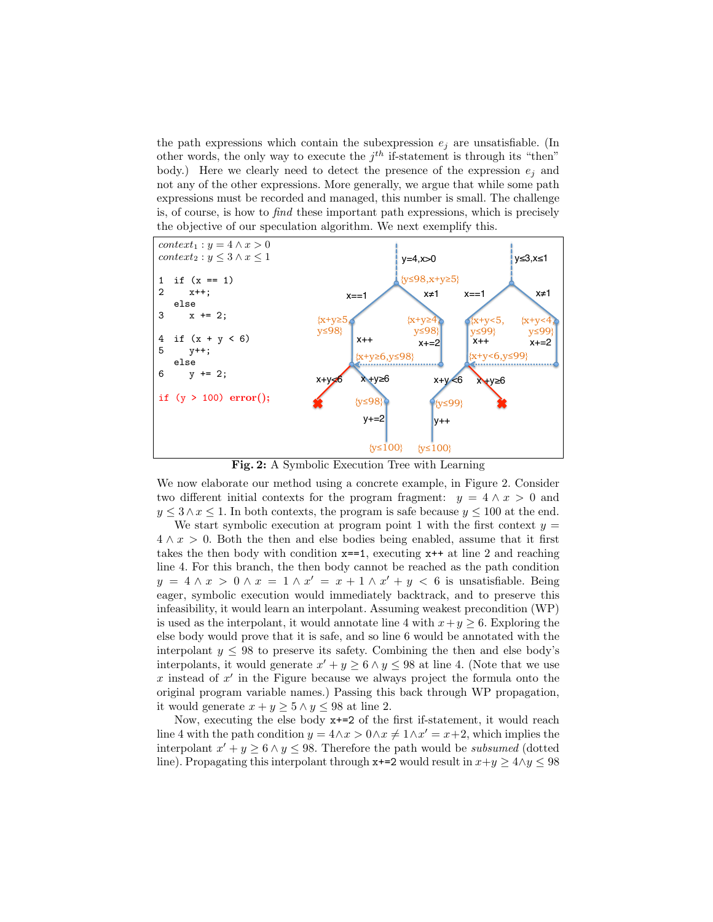the path expressions which contain the subexpression $e_j$ are unsatisfiable. (In other words, the only way to execute the $j^{th}$ if-statement is through its "then" body.) Here we clearly need to detect the presence of the expression $e_j$ and not any of the other expressions. More generally, we argue that while some path expressions must be recorded and managed, this number is small. The challenge is, of course, how to *find* these important path expressions, which is precisely the objective of our speculation algorithm. We next exemplify this.

$context_1 : y = 4 \wedge x > 0$
$context_2 : y \leq 3 \wedge x \leq 1$

```
1  if (x == 1)
2     x++;
   else
3     x += 2;

4  if (x + y < 6)
5     y++;
   else
6     y += 2;

if (y > 100) error();
```

**Fig. 2:** A Symbolic Execution Tree with Learning

We now elaborate our method using a concrete example, in Figure 2. Consider two different initial contexts for the program fragment: $y = 4 \wedge x > 0$ and $y \leq 3 \wedge x \leq 1$. In both contexts, the program is safe because $y \leq 100$ at the end.

We start symbolic execution at program point 1 with the first context $y = 4 \wedge x > 0$. Both the then and else bodies being enabled, assume that it first takes the then body with condition `x==1`, executing `x++` at line 2 and reaching line 4. For this branch, the then body cannot be reached as the path condition $y = 4 \wedge x > 0 \wedge x = 1 \wedge x' = x + 1 \wedge x' + y < 6$ is unsatisfiable. Being eager, symbolic execution would immediately backtrack, and to preserve this infeasibility, it would learn an interpolant. Assuming weakest precondition (WP) is used as the interpolant, it would annotate line 4 with $x + y \geq 6$. Exploring the else body would prove that it is safe, and so line 6 would be annotated with the interpolant $y \leq 98$ to preserve its safety. Combining the then and else body's interpolants, it would generate $x' + y \geq 6 \wedge y \leq 98$ at line 4. (Note that we use $x$ instead of $x'$ in the Figure because we always project the formula onto the original program variable names.) Passing this back through WP propagation, it would generate $x + y \geq 5 \wedge y \leq 98$ at line 2.

Now, executing the else body `x+=2` of the first if-statement, it would reach line 4 with the path condition $y = 4 \wedge x > 0 \wedge x \neq 1 \wedge x' = x + 2$, which implies the interpolant $x' + y \geq 6 \wedge y \leq 98$. Therefore the path would be *subsumed* (dotted line). Propagating this interpolant through `x+=2` would result in $x + y \geq 4 \wedge y \leq 98$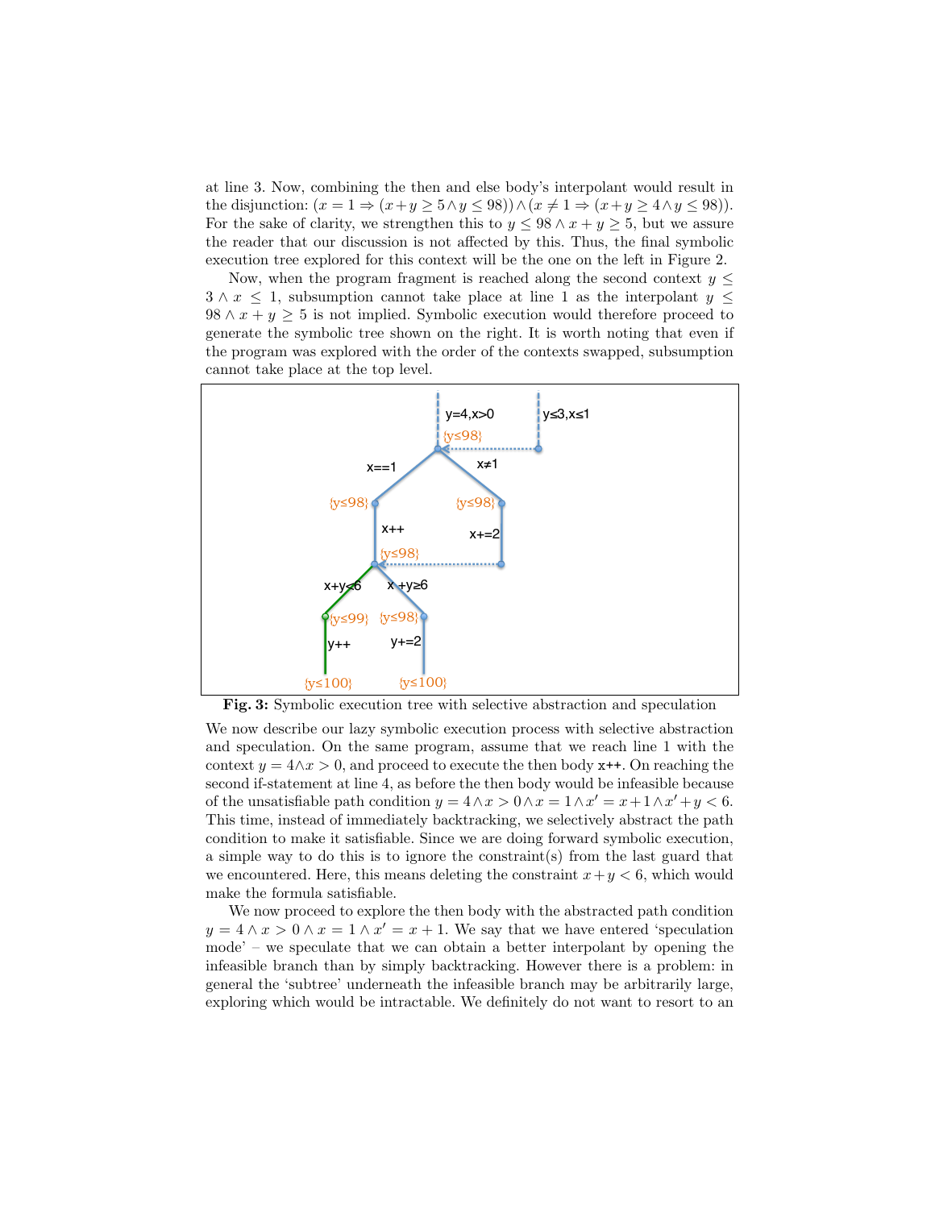at line 3. Now, combining the then and else body's interpolant would result in the disjunction: $(x = 1 \Rightarrow (x+y \geq 5 \wedge y \leq 98)) \wedge (x \neq 1 \Rightarrow (x+y \geq 4 \wedge y \leq 98))$. For the sake of clarity, we strengthen this to $y \leq 98 \wedge x + y \geq 5$, but we assure the reader that our discussion is not affected by this. Thus, the final symbolic execution tree explored for this context will be the one on the left in Figure 2.

Now, when the program fragment is reached along the second context $y \leq 3 \wedge x \leq 1$, subsumption cannot take place at line 1 as the interpolant $y \leq 98 \wedge x + y \geq 5$ is not implied. Symbolic execution would therefore proceed to generate the symbolic tree shown on the right. It is worth noting that even if the program was explored with the order of the contexts swapped, subsumption cannot take place at the top level.

**Fig. 3:** Symbolic execution tree with selective abstraction and speculation

We now describe our lazy symbolic execution process with selective abstraction and speculation. On the same program, assume that we reach line 1 with the context $y = 4 \wedge x > 0$, and proceed to execute the then body `x++`. On reaching the second if-statement at line 4, as before the then body would be infeasible because of the unsatisfiable path condition $y = 4 \wedge x > 0 \wedge x = 1 \wedge x' = x + 1 \wedge x' + y < 6$. This time, instead of immediately backtracking, we selectively abstract the path condition to make it satisfiable. Since we are doing forward symbolic execution, a simple way to do this is to ignore the constraint(s) from the last guard that we encountered. Here, this means deleting the constraint $x + y < 6$, which would make the formula satisfiable.

We now proceed to explore the then body with the abstracted path condition $y = 4 \wedge x > 0 \wedge x = 1 \wedge x' = x + 1$. We say that we have entered 'speculation mode' – we speculate that we can obtain a better interpolant by opening the infeasible branch than by simply backtracking. However there is a problem: in general the 'subtree' underneath the infeasible branch may be arbitrarily large, exploring which would be intractable. We definitely do not want to resort to an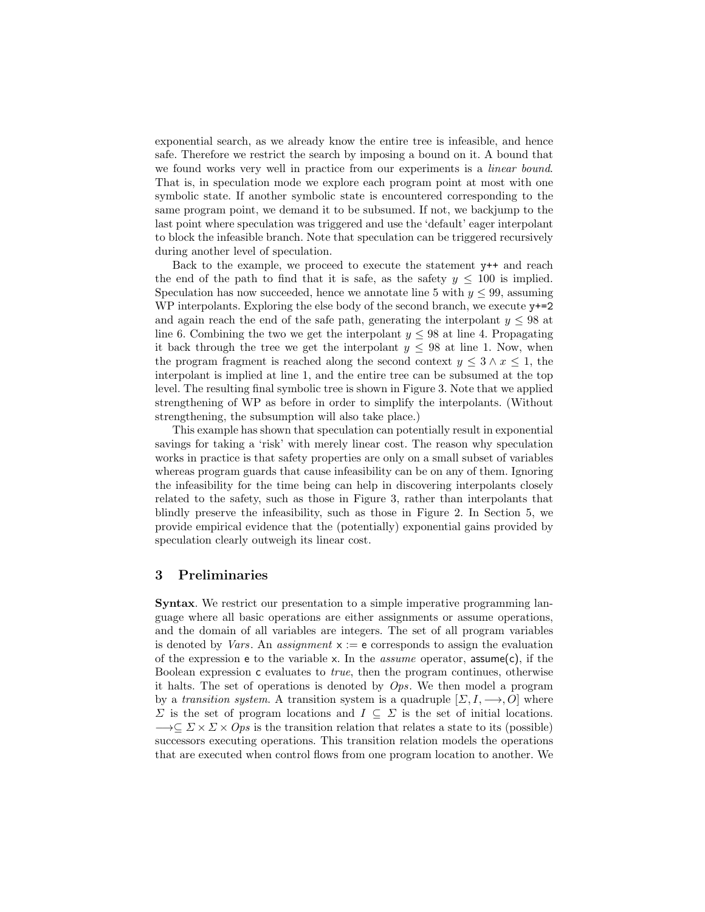exponential search, as we already know the entire tree is infeasible, and hence safe. Therefore we restrict the search by imposing a bound on it. A bound that we found works very well in practice from our experiments is a *linear bound*. That is, in speculation mode we explore each program point at most with one symbolic state. If another symbolic state is encountered corresponding to the same program point, we demand it to be subsumed. If not, we backjump to the last point where speculation was triggered and use the 'default' eager interpolant to block the infeasible branch. Note that speculation can be triggered recursively during another level of speculation.

Back to the example, we proceed to execute the statement `y++` and reach the end of the path to find that it is safe, as the safety $y \leq 100$ is implied. Speculation has now succeeded, hence we annotate line 5 with $y \leq 99$, assuming WP interpolants. Exploring the else body of the second branch, we execute `y+=2` and again reach the end of the safe path, generating the interpolant $y \leq 98$ at line 6. Combining the two we get the interpolant $y \leq 98$ at line 4. Propagating it back through the tree we get the interpolant $y \leq 98$ at line 1. Now, when the program fragment is reached along the second context $y \leq 3 \wedge x \leq 1$, the interpolant is implied at line 1, and the entire tree can be subsumed at the top level. The resulting final symbolic tree is shown in Figure 3. Note that we applied strengthening of WP as before in order to simplify the interpolants. (Without strengthening, the subsumption will also take place.)

This example has shown that speculation can potentially result in exponential savings for taking a 'risk' with merely linear cost. The reason why speculation works in practice is that safety properties are only on a small subset of variables whereas program guards that cause infeasibility can be on any of them. Ignoring the infeasibility for the time being can help in discovering interpolants closely related to the safety, such as those in Figure 3, rather than interpolants that blindly preserve the infeasibility, such as those in Figure 2. In Section 5, we provide empirical evidence that the (potentially) exponential gains provided by speculation clearly outweigh its linear cost.

## 3 Preliminaries

**Syntax**. We restrict our presentation to a simple imperative programming language where all basic operations are either assignments or assume operations, and the domain of all variables are integers. The set of all program variables is denoted by *Vars*. An *assignment* $\mathsf{x} := \mathsf{e}$ corresponds to assign the evaluation of the expression $\mathsf{e}$ to the variable $\mathsf{x}$. In the *assume* operator, $\mathsf{assume(c)}$, if the Boolean expression $\mathsf{c}$ evaluates to *true*, then the program continues, otherwise it halts. The set of operations is denoted by *Ops*. We then model a program by a *transition system*. A transition system is a quadruple $[\Sigma, I, \longrightarrow, O]$ where $\Sigma$ is the set of program locations and $I \subseteq \Sigma$ is the set of initial locations. $\longrightarrow \subseteq \Sigma \times \Sigma \times Ops$ is the transition relation that relates a state to its (possible) successors executing operations. This transition relation models the operations that are executed when control flows from one program location to another. We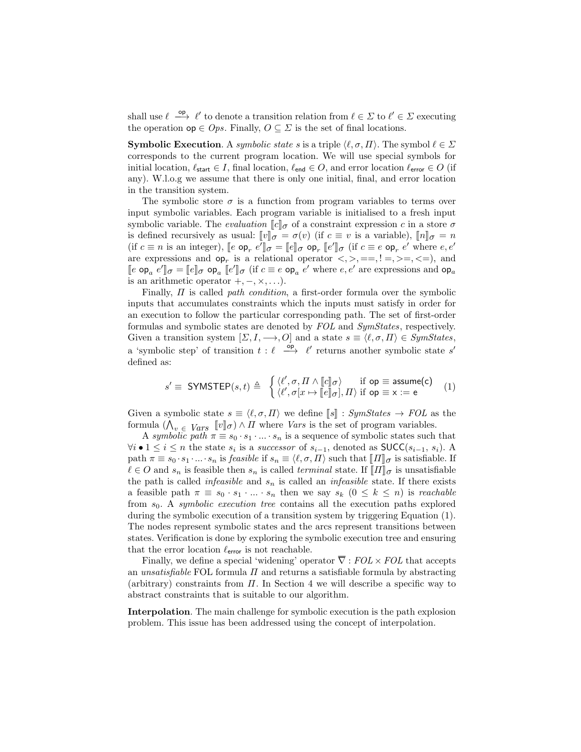shall use $\ell \xrightarrow{\mathsf{op}} \ell'$ to denote a transition relation from $\ell \in \Sigma$ to $\ell' \in \Sigma$ executing the operation $\mathsf{op} \in Ops$. Finally, $O \subseteq \Sigma$ is the set of final locations.

**Symbolic Execution**. A *symbolic state* $s$ is a triple $\langle \ell, \sigma, \Pi \rangle$. The symbol $\ell \in \Sigma$ corresponds to the current program location. We will use special symbols for initial location, $\ell_{\mathsf{start}} \in I$, final location, $\ell_{\mathsf{end}} \in O$, and error location $\ell_{\mathsf{error}} \in O$ (if any). W.l.o.g we assume that there is only one initial, final, and error location in the transition system.

The symbolic store $\sigma$ is a function from program variables to terms over input symbolic variables. Each program variable is initialised to a fresh input symbolic variable. The *evaluation* $[\![c]\!]_\sigma$ of a constraint expression $c$ in a store $\sigma$ is defined recursively as usual: $[\![v]\!]_\sigma = \sigma(v)$ (if $c \equiv v$ is a variable), $[\![n]\!]_\sigma = n$ (if $c \equiv n$ is an integer), $[\![e \ \mathsf{op}_r \ e']\!]_\sigma = [\![e]\!]_\sigma \ \mathsf{op}_r \ [\![e']\!]_\sigma$ (if $c \equiv e \ \mathsf{op}_r \ e'$ where $e, e'$ are expressions and $\mathsf{op}_r$ is a relational operator $<, >, ==, !=, >=, <=$), and $[\![e \ \mathsf{op}_a \ e']\!]_\sigma = [\![e]\!]_\sigma \ \mathsf{op}_a \ [\![e']\!]_\sigma$ (if $c \equiv e \ \mathsf{op}_a \ e'$ where $e, e'$ are expressions and $\mathsf{op}_a$ is an arithmetic operator $+, -, \times, \ldots$).

Finally, $\Pi$ is called *path condition*, a first-order formula over the symbolic inputs that accumulates constraints which the inputs must satisfy in order for an execution to follow the particular corresponding path. The set of first-order formulas and symbolic states are denoted by *FOL* and *SymStates*, respectively. Given a transition system $[\Sigma, I, \longrightarrow, O]$ and a state $s \equiv \langle \ell, \sigma, \Pi \rangle \in SymStates$, a 'symbolic step' of transition $t : \ell \xrightarrow{\mathsf{op}} \ell'$ returns another symbolic state $s'$ defined as:

$$s' \equiv \ \mathsf{SYMSTEP}(s, t) \triangleq \begin{cases} \langle \ell', \sigma, \Pi \wedge [\![c]\!]_\sigma \rangle & \text{if } \mathsf{op} \equiv \mathsf{assume(c)} \\ \langle \ell', \sigma[x \mapsto [\![e]\!]_\sigma], \Pi \rangle & \text{if } \mathsf{op} \equiv \mathsf{x := e} \end{cases} \tag{1}$$

Given a symbolic state $s \equiv \langle \ell, \sigma, \Pi \rangle$ we define $[\![s]\!] : SymStates \rightarrow FOL$ as the formula $(\bigwedge_{v \ \in \ Vars} \ [\![v]\!]_\sigma) \wedge \Pi$ where *Vars* is the set of program variables.

A *symbolic path* $\pi \equiv s_0 \cdot s_1 \cdot \ldots \cdot s_n$ is a sequence of symbolic states such that $\forall i \bullet 1 \leq i \leq n$ the state $s_i$ is a *successor* of $s_{i-1}$, denoted as $\mathsf{SUCC}(s_{i-1}, \ s_i)$. A path $\pi \equiv s_0 \cdot s_1 \cdot \ldots \cdot s_n$ is *feasible* if $s_n \equiv \langle \ell, \sigma, \Pi \rangle$ such that $[\![\Pi]\!]_\sigma$ is satisfiable. If $\ell \in O$ and $s_n$ is feasible then $s_n$ is called *terminal* state. If $[\![\Pi]\!]_\sigma$ is unsatisfiable the path is called *infeasible* and $s_n$ is called an *infeasible* state. If there exists a feasible path $\pi \equiv s_0 \cdot s_1 \cdot \ldots \cdot s_n$ then we say $s_k$ $(0 \leq k \leq n)$ is *reachable* from $s_0$. A *symbolic execution tree* contains all the execution paths explored during the symbolic execution of a transition system by triggering Equation (1). The nodes represent symbolic states and the arcs represent transitions between states. Verification is done by exploring the symbolic execution tree and ensuring that the error location $\ell_{\mathsf{error}}$ is not reachable.

Finally, we define a special 'widening' operator $\overline{\nabla} : FOL \times FOL$ that accepts an *unsatisfiable* FOL formula $\Pi$ and returns a satisfiable formula by abstracting (arbitrary) constraints from $\Pi$. In Section 4 we will describe a specific way to abstract constraints that is suitable to our algorithm.

**Interpolation**. The main challenge for symbolic execution is the path explosion problem. This issue has been addressed using the concept of interpolation.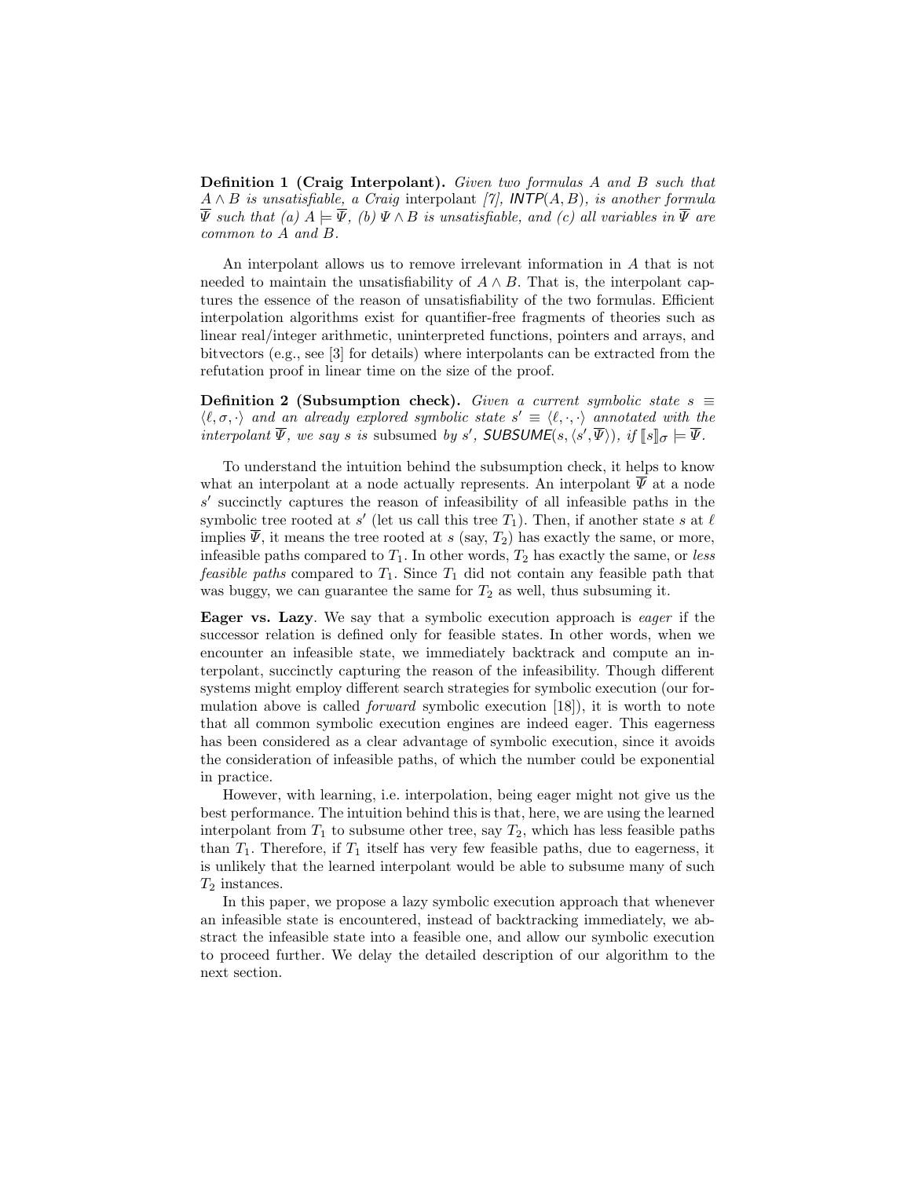**Definition 1 (Craig Interpolant).** *Given two formulas $A$ and $B$ such that $A \wedge B$ is unsatisfiable, a Craig* interpolant *[7], $\mathsf{INTP}(A, B)$, is another formula $\overline{\Psi}$ such that (a) $A \models \overline{\Psi}$, (b) $\Psi \wedge B$ is unsatisfiable, and (c) all variables in $\overline{\Psi}$ are common to $A$ and $B$.*

An interpolant allows us to remove irrelevant information in $A$ that is not needed to maintain the unsatisfiability of $A \wedge B$. That is, the interpolant captures the essence of the reason of unsatisfiability of the two formulas. Efficient interpolation algorithms exist for quantifier-free fragments of theories such as linear real/integer arithmetic, uninterpreted functions, pointers and arrays, and bitvectors (e.g., see [3] for details) where interpolants can be extracted from the refutation proof in linear time on the size of the proof.

**Definition 2 (Subsumption check).** *Given a current symbolic state $s \equiv \langle \ell, \sigma, \cdot \rangle$ and an already explored symbolic state $s' \equiv \langle \ell, \cdot, \cdot \rangle$ annotated with the interpolant $\overline{\Psi}$, we say $s$ is* subsumed *by $s'$, $\mathsf{SUBSUME}(s, \langle s', \overline{\Psi} \rangle)$, if $[\![s]\!]_\sigma \models \overline{\Psi}$.*

To understand the intuition behind the subsumption check, it helps to know what an interpolant at a node actually represents. An interpolant $\overline{\Psi}$ at a node $s'$ succinctly captures the reason of infeasibility of all infeasible paths in the symbolic tree rooted at $s'$ (let us call this tree $T_1$). Then, if another state $s$ at $\ell$ implies $\overline{\Psi}$, it means the tree rooted at $s$ (say, $T_2$) has exactly the same, or more, infeasible paths compared to $T_1$. In other words, $T_2$ has exactly the same, or *less feasible paths* compared to $T_1$. Since $T_1$ did not contain any feasible path that was buggy, we can guarantee the same for $T_2$ as well, thus subsuming it.

**Eager vs. Lazy**. We say that a symbolic execution approach is *eager* if the successor relation is defined only for feasible states. In other words, when we encounter an infeasible state, we immediately backtrack and compute an interpolant, succinctly capturing the reason of the infeasibility. Though different systems might employ different search strategies for symbolic execution (our formulation above is called *forward* symbolic execution [18]), it is worth to note that all common symbolic execution engines are indeed eager. This eagerness has been considered as a clear advantage of symbolic execution, since it avoids the consideration of infeasible paths, of which the number could be exponential in practice.

However, with learning, i.e. interpolation, being eager might not give us the best performance. The intuition behind this is that, here, we are using the learned interpolant from $T_1$ to subsume other tree, say $T_2$, which has less feasible paths than $T_1$. Therefore, if $T_1$ itself has very few feasible paths, due to eagerness, it is unlikely that the learned interpolant would be able to subsume many of such $T_2$ instances.

In this paper, we propose a lazy symbolic execution approach that whenever an infeasible state is encountered, instead of backtracking immediately, we abstract the infeasible state into a feasible one, and allow our symbolic execution to proceed further. We delay the detailed description of our algorithm to the next section.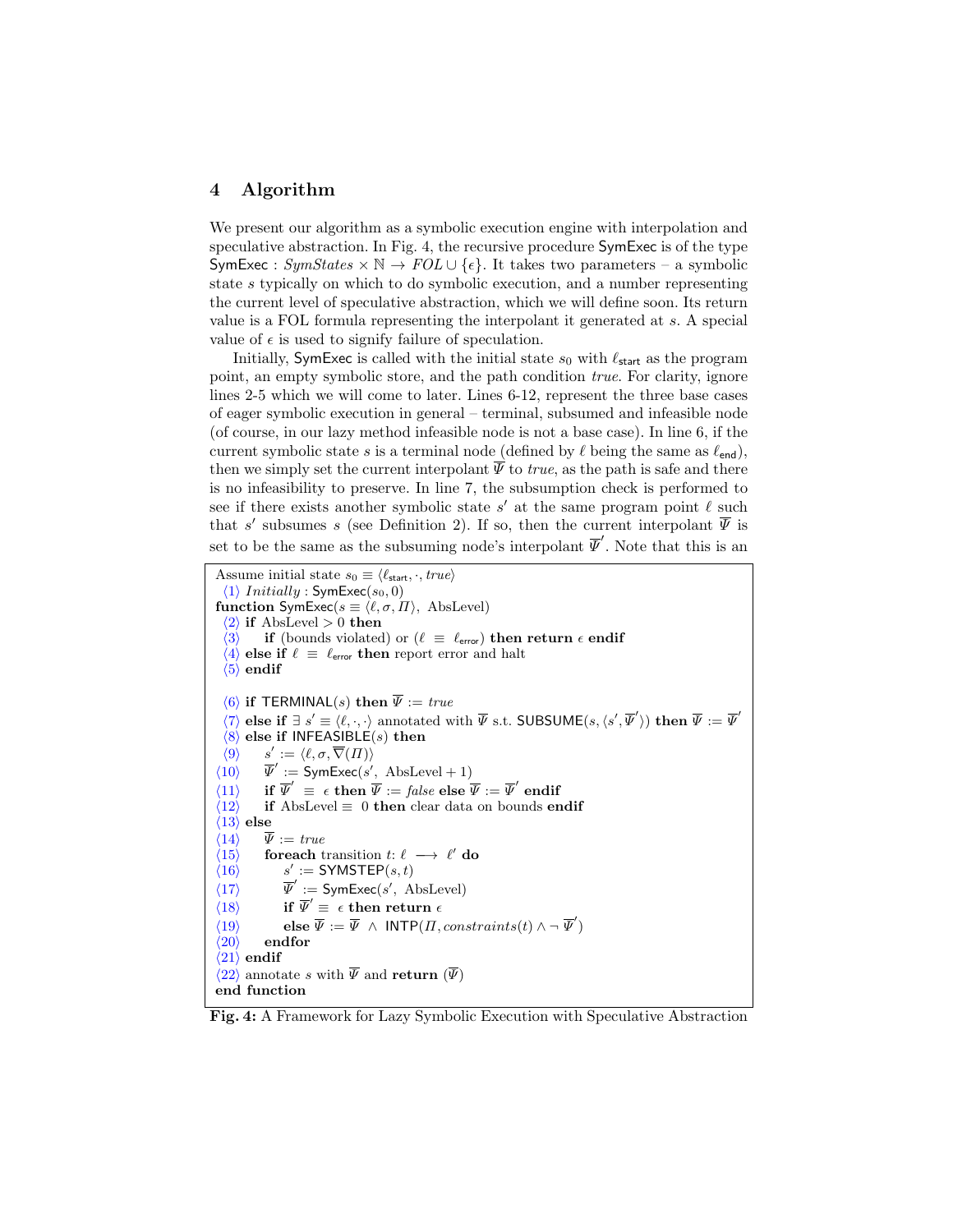## 4 Algorithm

We present our algorithm as a symbolic execution engine with interpolation and speculative abstraction. In Fig. 4, the recursive procedure SymExec is of the type SymExec : $SymStates \times \mathbb{N} \rightarrow FOL \cup \{\epsilon\}$. It takes two parameters – a symbolic state $s$ typically on which to do symbolic execution, and a number representing the current level of speculative abstraction, which we will define soon. Its return value is a FOL formula representing the interpolant it generated at $s$. A special value of $\epsilon$ is used to signify failure of speculation.

Initially, SymExec is called with the initial state $s_0$ with $\ell_{\mathsf{start}}$ as the program point, an empty symbolic store, and the path condition *true*. For clarity, ignore lines 2-5 which we will come to later. Lines 6-12, represent the three base cases of eager symbolic execution in general – terminal, subsumed and infeasible node (of course, in our lazy method infeasible node is not a base case). In line 6, if the current symbolic state $s$ is a terminal node (defined by $\ell$ being the same as $\ell_{\mathsf{end}}$), then we simply set the current interpolant $\overline{\Psi}$ to *true*, as the path is safe and there is no infeasibility to preserve. In line 7, the subsumption check is performed to see if there exists another symbolic state $s'$ at the same program point $\ell$ such that $s'$ subsumes $s$ (see Definition 2). If so, then the current interpolant $\overline{\Psi}$ is set to be the same as the subsuming node's interpolant $\overline{\Psi}'$. Note that this is an

```
Assume initial state s0 ≡ ⟨ℓstart, ·, true⟩
 ⟨1⟩ Initially : SymExec(s0, 0)
function SymExec(s ≡ ⟨ℓ, σ, Π⟩, AbsLevel)
 ⟨2⟩ if AbsLevel > 0 then
 ⟨3⟩     if (bounds violated) or (ℓ ≡ ℓerror) then return ε endif
 ⟨4⟩ else if ℓ ≡ ℓerror then report error and halt
 ⟨5⟩ endif

 ⟨6⟩ if TERMINAL(s) then Ψ̄ := true
 ⟨7⟩ else if ∃ s' ≡ ⟨ℓ, ·, ·⟩ annotated with Ψ̄ s.t. SUBSUME(s, ⟨s', Ψ̄'⟩) then Ψ̄ := Ψ̄'
 ⟨8⟩ else if INFEASIBLE(s) then
 ⟨9⟩     s' := ⟨ℓ, σ, ∇̄(Π)⟩
⟨10⟩     Ψ̄' := SymExec(s', AbsLevel + 1)
⟨11⟩     if Ψ̄' ≡ ε then Ψ̄ := false else Ψ̄ := Ψ̄' endif
⟨12⟩     if AbsLevel ≡ 0 then clear data on bounds endif
⟨13⟩ else
⟨14⟩     Ψ̄ := true
⟨15⟩     foreach transition t: ℓ ⟶ ℓ' do
⟨16⟩         s' := SYMSTEP(s, t)
⟨17⟩         Ψ̄' := SymExec(s', AbsLevel)
⟨18⟩         if Ψ̄' ≡ ε then return ε
⟨19⟩         else Ψ̄ := Ψ̄ ∧ INTP(Π, constraints(t) ∧ ¬ Ψ̄')
⟨20⟩     endfor
⟨21⟩ endif
⟨22⟩ annotate s with Ψ̄ and return (Ψ̄)
end function
```

**Fig. 4:** A Framework for Lazy Symbolic Execution with Speculative Abstraction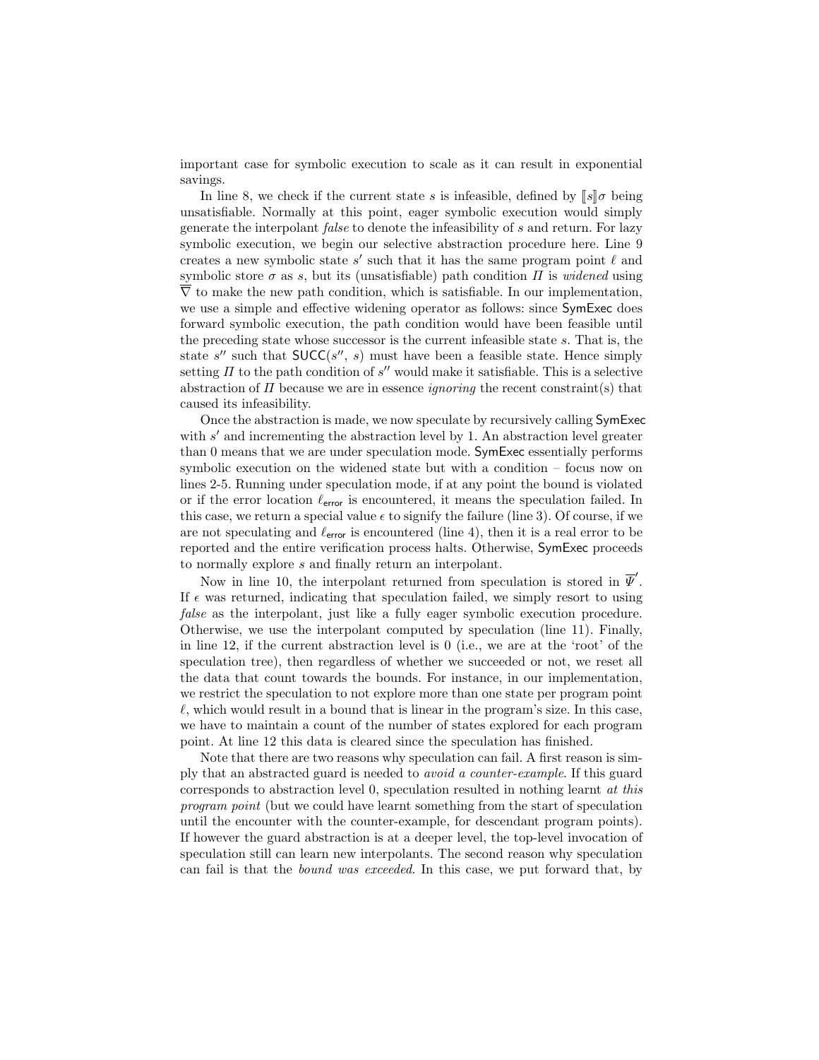important case for symbolic execution to scale as it can result in exponential savings.

In line 8, we check if the current state $s$ is infeasible, defined by $[\![s]\!]\sigma$ being unsatisfiable. Normally at this point, eager symbolic execution would simply generate the interpolant *false* to denote the infeasibility of $s$ and return. For lazy symbolic execution, we begin our selective abstraction procedure here. Line 9 creates a new symbolic state $s'$ such that it has the same program point $\ell$ and symbolic store $\sigma$ as $s$, but its (unsatisfiable) path condition $\Pi$ is *widened* using $\overline{\nabla}$ to make the new path condition, which is satisfiable. In our implementation, we use a simple and effective widening operator as follows: since SymExec does forward symbolic execution, the path condition would have been feasible until the preceding state whose successor is the current infeasible state $s$. That is, the state $s''$ such that $\mathsf{SUCC}(s'', s)$ must have been a feasible state. Hence simply setting $\Pi$ to the path condition of $s''$ would make it satisfiable. This is a selective abstraction of $\Pi$ because we are in essence *ignoring* the recent constraint(s) that caused its infeasibility.

Once the abstraction is made, we now speculate by recursively calling SymExec with $s'$ and incrementing the abstraction level by 1. An abstraction level greater than 0 means that we are under speculation mode. SymExec essentially performs symbolic execution on the widened state but with a condition – focus now on lines 2-5. Running under speculation mode, if at any point the bound is violated or if the error location $\ell_{\mathsf{error}}$ is encountered, it means the speculation failed. In this case, we return a special value $\epsilon$ to signify the failure (line 3). Of course, if we are not speculating and $\ell_{\mathsf{error}}$ is encountered (line 4), then it is a real error to be reported and the entire verification process halts. Otherwise, SymExec proceeds to normally explore $s$ and finally return an interpolant.

Now in line 10, the interpolant returned from speculation is stored in $\overline{\Psi}'$. If $\epsilon$ was returned, indicating that speculation failed, we simply resort to using *false* as the interpolant, just like a fully eager symbolic execution procedure. Otherwise, we use the interpolant computed by speculation (line 11). Finally, in line 12, if the current abstraction level is 0 (i.e., we are at the 'root' of the speculation tree), then regardless of whether we succeeded or not, we reset all the data that count towards the bounds. For instance, in our implementation, we restrict the speculation to not explore more than one state per program point $\ell$, which would result in a bound that is linear in the program's size. In this case, we have to maintain a count of the number of states explored for each program point. At line 12 this data is cleared since the speculation has finished.

Note that there are two reasons why speculation can fail. A first reason is simply that an abstracted guard is needed to *avoid a counter-example*. If this guard corresponds to abstraction level 0, speculation resulted in nothing learnt *at this program point* (but we could have learnt something from the start of speculation until the encounter with the counter-example, for descendant program points). If however the guard abstraction is at a deeper level, the top-level invocation of speculation still can learn new interpolants. The second reason why speculation can fail is that the *bound was exceeded*. In this case, we put forward that, by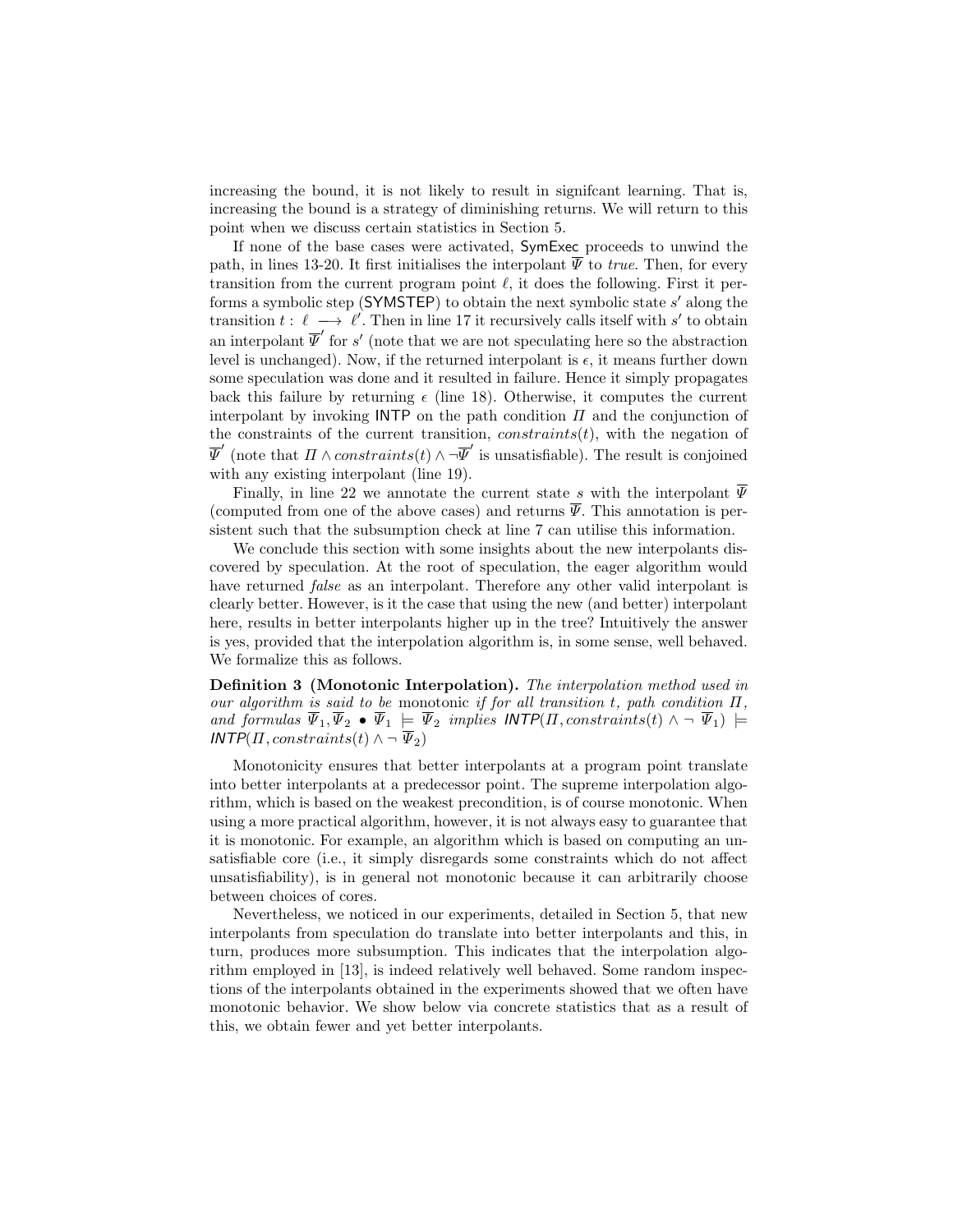increasing the bound, it is not likely to result in signifcant learning. That is, increasing the bound is a strategy of diminishing returns. We will return to this point when we discuss certain statistics in Section 5.

If none of the base cases were activated, SymExec proceeds to unwind the path, in lines 13-20. It first initialises the interpolant $\overline{\Psi}$ to *true*. Then, for every transition from the current program point $\ell$, it does the following. First it performs a symbolic step (SYMSTEP) to obtain the next symbolic state $s'$ along the transition $t : \ \ell \ \longrightarrow \ \ell'$. Then in line 17 it recursively calls itself with $s'$ to obtain an interpolant $\overline{\Psi}'$ for $s'$ (note that we are not speculating here so the abstraction level is unchanged). Now, if the returned interpolant is $\epsilon$, it means further down some speculation was done and it resulted in failure. Hence it simply propagates back this failure by returning $\epsilon$ (line 18). Otherwise, it computes the current interpolant by invoking INTP on the path condition $\Pi$ and the conjunction of the constraints of the current transition, $constraints(t)$, with the negation of $\overline{\Psi}'$ (note that $\Pi \wedge constraints(t) \wedge \neg\overline{\Psi}'$ is unsatisfiable). The result is conjoined with any existing interpolant (line 19).

Finally, in line 22 we annotate the current state $s$ with the interpolant $\overline{\Psi}$ (computed from one of the above cases) and returns $\overline{\Psi}$. This annotation is persistent such that the subsumption check at line 7 can utilise this information.

We conclude this section with some insights about the new interpolants discovered by speculation. At the root of speculation, the eager algorithm would have returned *false* as an interpolant. Therefore any other valid interpolant is clearly better. However, is it the case that using the new (and better) interpolant here, results in better interpolants higher up in the tree? Intuitively the answer is yes, provided that the interpolation algorithm is, in some sense, well behaved. We formalize this as follows.

**Definition 3 (Monotonic Interpolation).** *The interpolation method used in our algorithm is said to be* monotonic *if for all transition* $t$*, path condition* $\Pi$*, and formulas* $\overline{\Psi}_1, \overline{\Psi}_2 \bullet \overline{\Psi}_1 \models \overline{\Psi}_2$ *implies* $\mathsf{INTP}(\Pi, constraints(t) \wedge \neg\, \overline{\Psi}_1) \models \mathsf{INTP}(\Pi, constraints(t) \wedge \neg\, \overline{\Psi}_2)$

Monotonicity ensures that better interpolants at a program point translate into better interpolants at a predecessor point. The supreme interpolation algorithm, which is based on the weakest precondition, is of course monotonic. When using a more practical algorithm, however, it is not always easy to guarantee that it is monotonic. For example, an algorithm which is based on computing an unsatisfiable core (i.e., it simply disregards some constraints which do not affect unsatisfiability), is in general not monotonic because it can arbitrarily choose between choices of cores.

Nevertheless, we noticed in our experiments, detailed in Section 5, that new interpolants from speculation do translate into better interpolants and this, in turn, produces more subsumption. This indicates that the interpolation algorithm employed in [13], is indeed relatively well behaved. Some random inspections of the interpolants obtained in the experiments showed that we often have monotonic behavior. We show below via concrete statistics that as a result of this, we obtain fewer and yet better interpolants.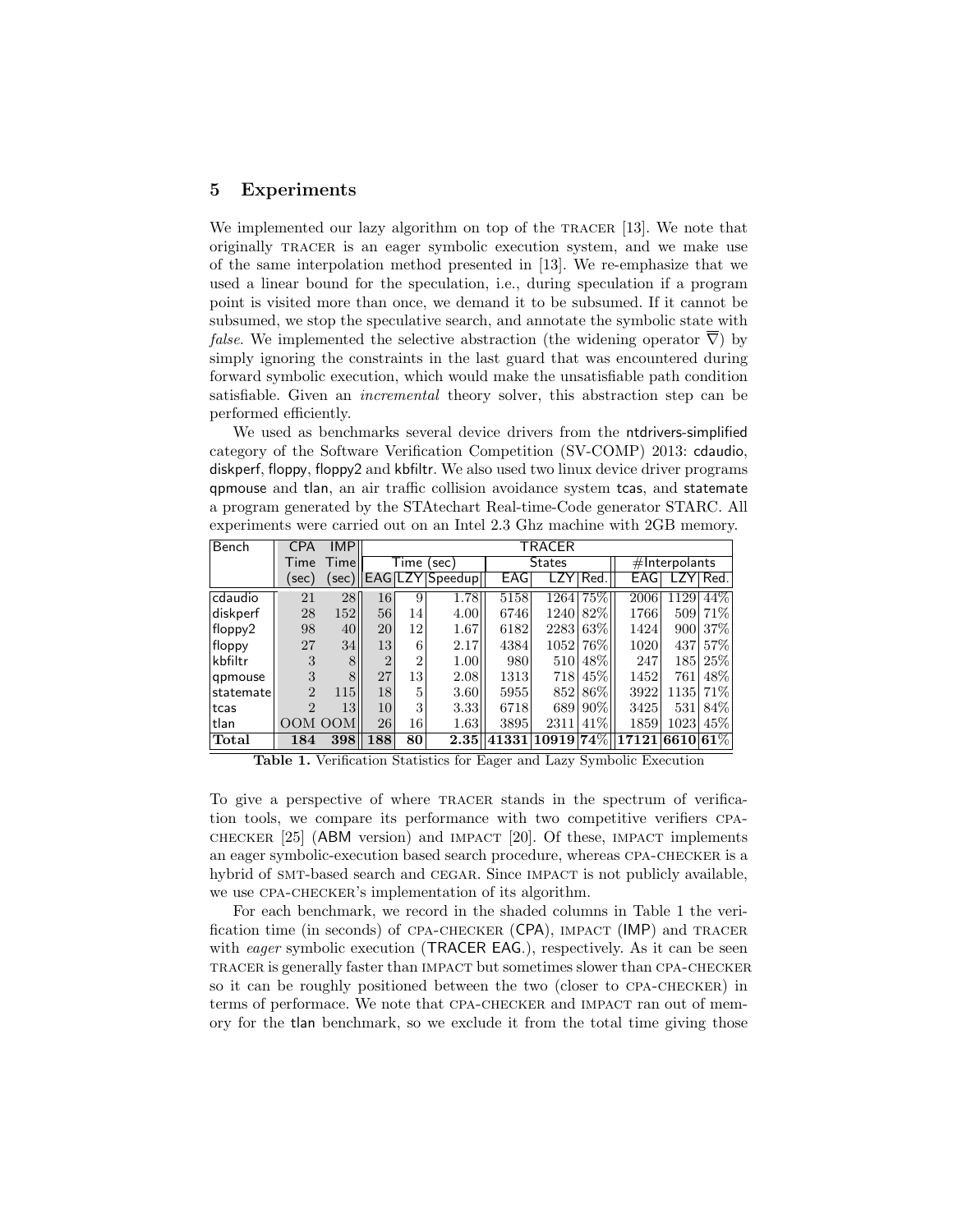## 5 Experiments

We implemented our lazy algorithm on top of the TRACER [13]. We note that originally TRACER is an eager symbolic execution system, and we make use of the same interpolation method presented in [13]. We re-emphasize that we used a linear bound for the speculation, i.e., during speculation if a program point is visited more than once, we demand it to be subsumed. If it cannot be subsumed, we stop the speculative search, and annotate the symbolic state with *false*. We implemented the selective abstraction (the widening operator $\overline{\nabla}$) by simply ignoring the constraints in the last guard that was encountered during forward symbolic execution, which would make the unsatisfiable path condition satisfiable. Given an *incremental* theory solver, this abstraction step can be performed efficiently.

We used as benchmarks several device drivers from the ntdrivers-simplified category of the Software Verification Competition (SV-COMP) 2013: cdaudio, diskperf, floppy, floppy2 and kbfiltr. We also used two linux device driver programs qpmouse and tlan, an air traffic collision avoidance system tcas, and statemate a program generated by the STAtechart Real-time-Code generator STARC. All experiments were carried out on an Intel 2.3 Ghz machine with 2GB memory.

| Bench | CPA | IMP | TRACER | | | | | | | | |
|---|---|---|---|---|---|---|---|---|---|---|---|
| | Time | Time | Time (sec) | | | States | | | #Interpolants | | |
| | (sec) | (sec) | EAG | LZY | Speedup | EAG | LZY | Red. | EAG | LZY | Red. |
| cdaudio | 21 | 28 | 16 | 9 | 1.78 | 5158 | 1264 | 75% | 2006 | 1129 | 44% |
| diskperf | 28 | 152 | 56 | 14 | 4.00 | 6746 | 1240 | 82% | 1766 | 509 | 71% |
| floppy2 | 98 | 40 | 20 | 12 | 1.67 | 6182 | 2283 | 63% | 1424 | 900 | 37% |
| floppy | 27 | 34 | 13 | 6 | 2.17 | 4384 | 1052 | 76% | 1020 | 437 | 57% |
| kbfiltr | 3 | 8 | 2 | 2 | 1.00 | 980 | 510 | 48% | 247 | 185 | 25% |
| qpmouse | 3 | 8 | 27 | 13 | 2.08 | 1313 | 718 | 45% | 1452 | 761 | 48% |
| statemate | 2 | 115 | 18 | 5 | 3.60 | 5955 | 852 | 86% | 3922 | 1135 | 71% |
| tcas | 2 | 13 | 10 | 3 | 3.33 | 6718 | 689 | 90% | 3425 | 531 | 84% |
| tlan | OOM | OOM | 26 | 16 | 1.63 | 3895 | 2311 | 41% | 1859 | 1023 | 45% |
| **Total** | **184** | **398** | **188** | **80** | **2.35** | **41331** | **10919** | **74%** | **17121** | **6610** | **61%** |

**Table 1.** Verification Statistics for Eager and Lazy Symbolic Execution

To give a perspective of where TRACER stands in the spectrum of verification tools, we compare its performance with two competitive verifiers CPA-CHECKER [25] (ABM version) and IMPACT [20]. Of these, IMPACT implements an eager symbolic-execution based search procedure, whereas CPA-CHECKER is a hybrid of SMT-based search and CEGAR. Since IMPACT is not publicly available, we use CPA-CHECKER's implementation of its algorithm.

For each benchmark, we record in the shaded columns in Table 1 the verification time (in seconds) of CPA-CHECKER (CPA), IMPACT (IMP) and TRACER with *eager* symbolic execution (TRACER EAG.), respectively. As it can be seen TRACER is generally faster than IMPACT but sometimes slower than CPA-CHECKER so it can be roughly positioned between the two (closer to CPA-CHECKER) in terms of performace. We note that CPA-CHECKER and IMPACT ran out of memory for the tlan benchmark, so we exclude it from the total time giving those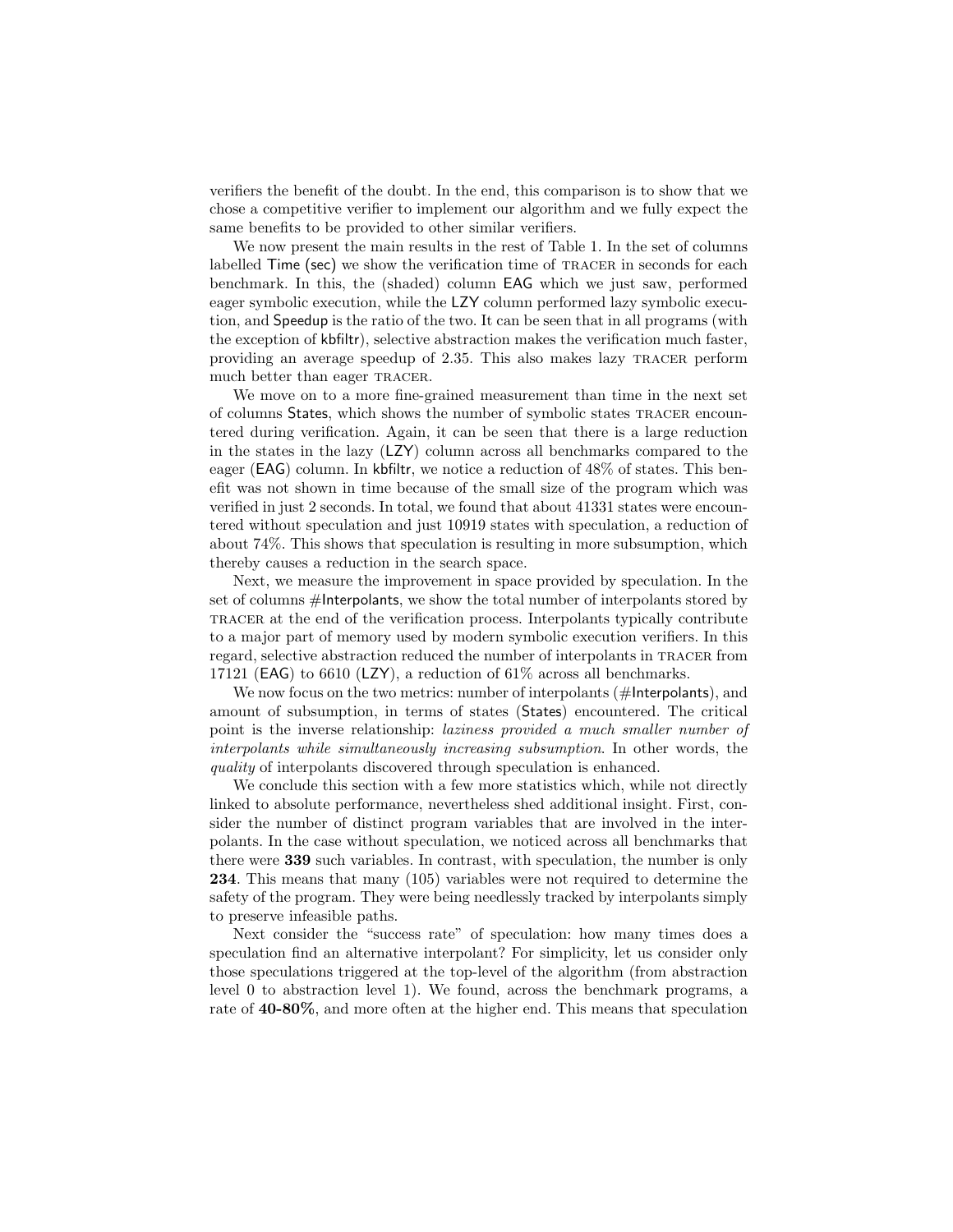verifiers the benefit of the doubt. In the end, this comparison is to show that we chose a competitive verifier to implement our algorithm and we fully expect the same benefits to be provided to other similar verifiers.

We now present the main results in the rest of Table 1. In the set of columns labelled Time (sec) we show the verification time of TRACER in seconds for each benchmark. In this, the (shaded) column EAG which we just saw, performed eager symbolic execution, while the LZY column performed lazy symbolic execution, and Speedup is the ratio of the two. It can be seen that in all programs (with the exception of kbfiltr), selective abstraction makes the verification much faster, providing an average speedup of 2.35. This also makes lazy TRACER perform much better than eager TRACER.

We move on to a more fine-grained measurement than time in the next set of columns States, which shows the number of symbolic states TRACER encountered during verification. Again, it can be seen that there is a large reduction in the states in the lazy (LZY) column across all benchmarks compared to the eager (EAG) column. In kbfiltr, we notice a reduction of 48% of states. This benefit was not shown in time because of the small size of the program which was verified in just 2 seconds. In total, we found that about 41331 states were encountered without speculation and just 10919 states with speculation, a reduction of about 74%. This shows that speculation is resulting in more subsumption, which thereby causes a reduction in the search space.

Next, we measure the improvement in space provided by speculation. In the set of columns #Interpolants, we show the total number of interpolants stored by TRACER at the end of the verification process. Interpolants typically contribute to a major part of memory used by modern symbolic execution verifiers. In this regard, selective abstraction reduced the number of interpolants in TRACER from 17121 (EAG) to 6610 (LZY), a reduction of 61% across all benchmarks.

We now focus on the two metrics: number of interpolants (#Interpolants), and amount of subsumption, in terms of states (States) encountered. The critical point is the inverse relationship: *laziness provided a much smaller number of interpolants while simultaneously increasing subsumption*. In other words, the *quality* of interpolants discovered through speculation is enhanced.

We conclude this section with a few more statistics which, while not directly linked to absolute performance, nevertheless shed additional insight. First, consider the number of distinct program variables that are involved in the interpolants. In the case without speculation, we noticed across all benchmarks that there were **339** such variables. In contrast, with speculation, the number is only **234**. This means that many (105) variables were not required to determine the safety of the program. They were being needlessly tracked by interpolants simply to preserve infeasible paths.

Next consider the "success rate" of speculation: how many times does a speculation find an alternative interpolant? For simplicity, let us consider only those speculations triggered at the top-level of the algorithm (from abstraction level 0 to abstraction level 1). We found, across the benchmark programs, a rate of **40-80%**, and more often at the higher end. This means that speculation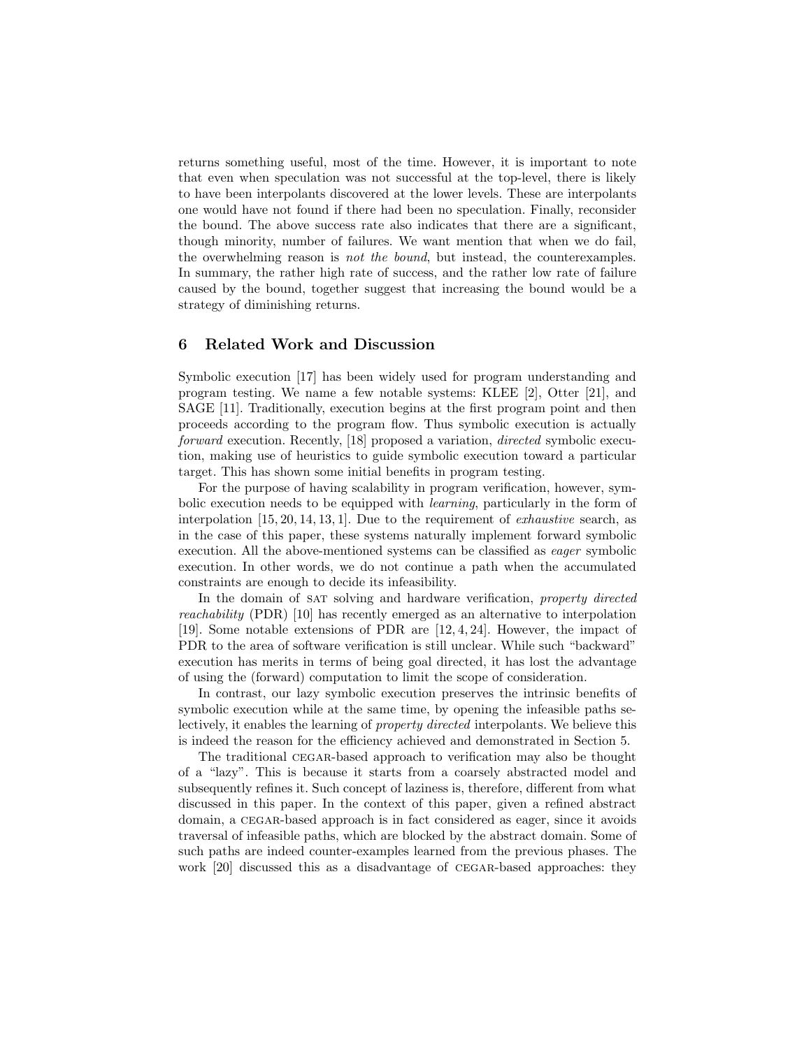returns something useful, most of the time. However, it is important to note that even when speculation was not successful at the top-level, there is likely to have been interpolants discovered at the lower levels. These are interpolants one would have not found if there had been no speculation. Finally, reconsider the bound. The above success rate also indicates that there are a significant, though minority, number of failures. We want mention that when we do fail, the overwhelming reason is *not the bound*, but instead, the counterexamples. In summary, the rather high rate of success, and the rather low rate of failure caused by the bound, together suggest that increasing the bound would be a strategy of diminishing returns.

## 6 Related Work and Discussion

Symbolic execution [17] has been widely used for program understanding and program testing. We name a few notable systems: KLEE [2], Otter [21], and SAGE [11]. Traditionally, execution begins at the first program point and then proceeds according to the program flow. Thus symbolic execution is actually *forward* execution. Recently, [18] proposed a variation, *directed* symbolic execution, making use of heuristics to guide symbolic execution toward a particular target. This has shown some initial benefits in program testing.

For the purpose of having scalability in program verification, however, symbolic execution needs to be equipped with *learning*, particularly in the form of interpolation [15, 20, 14, 13, 1]. Due to the requirement of *exhaustive* search, as in the case of this paper, these systems naturally implement forward symbolic execution. All the above-mentioned systems can be classified as *eager* symbolic execution. In other words, we do not continue a path when the accumulated constraints are enough to decide its infeasibility.

In the domain of SAT solving and hardware verification, *property directed reachability* (PDR) [10] has recently emerged as an alternative to interpolation [19]. Some notable extensions of PDR are [12, 4, 24]. However, the impact of PDR to the area of software verification is still unclear. While such "backward" execution has merits in terms of being goal directed, it has lost the advantage of using the (forward) computation to limit the scope of consideration.

In contrast, our lazy symbolic execution preserves the intrinsic benefits of symbolic execution while at the same time, by opening the infeasible paths selectively, it enables the learning of *property directed* interpolants. We believe this is indeed the reason for the efficiency achieved and demonstrated in Section 5.

The traditional CEGAR-based approach to verification may also be thought of a "lazy". This is because it starts from a coarsely abstracted model and subsequently refines it. Such concept of laziness is, therefore, different from what discussed in this paper. In the context of this paper, given a refined abstract domain, a CEGAR-based approach is in fact considered as eager, since it avoids traversal of infeasible paths, which are blocked by the abstract domain. Some of such paths are indeed counter-examples learned from the previous phases. The work [20] discussed this as a disadvantage of CEGAR-based approaches: they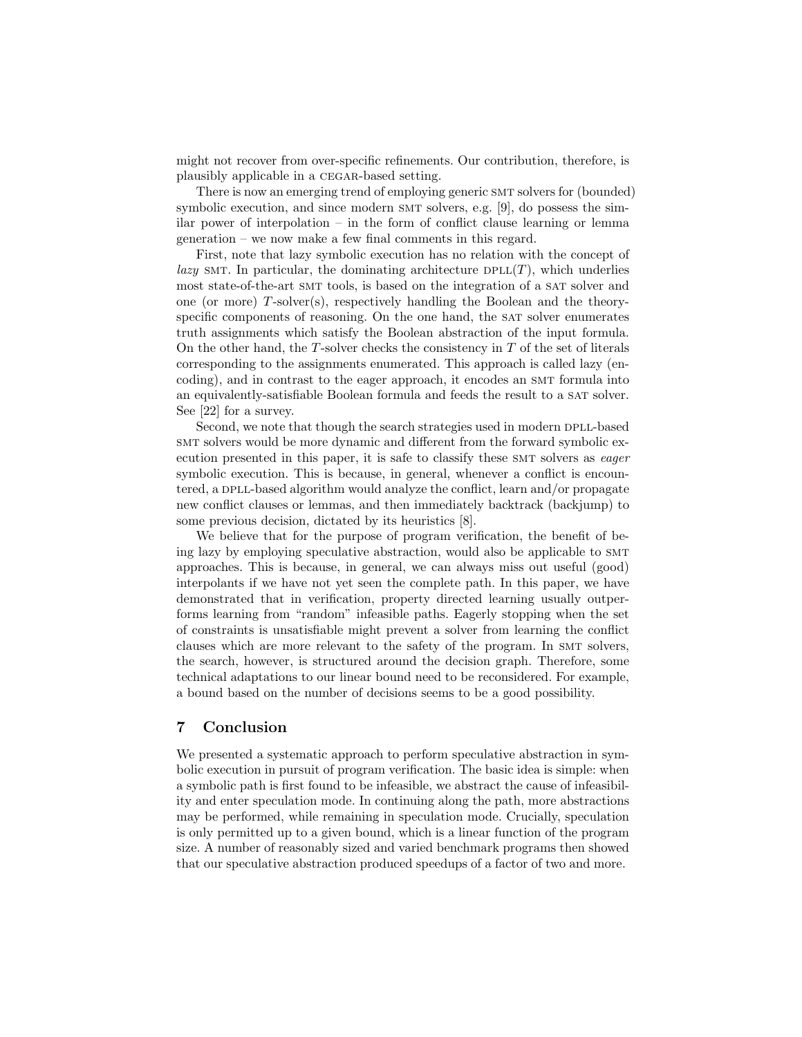might not recover from over-specific refinements. Our contribution, therefore, is plausibly applicable in a CEGAR-based setting.

There is now an emerging trend of employing generic SMT solvers for (bounded) symbolic execution, and since modern SMT solvers, e.g. [9], do possess the similar power of interpolation – in the form of conflict clause learning or lemma generation – we now make a few final comments in this regard.

First, note that lazy symbolic execution has no relation with the concept of *lazy* SMT. In particular, the dominating architecture DPLL($T$), which underlies most state-of-the-art SMT tools, is based on the integration of a SAT solver and one (or more) $T$-solver(s), respectively handling the Boolean and the theory-specific components of reasoning. On the one hand, the SAT solver enumerates truth assignments which satisfy the Boolean abstraction of the input formula. On the other hand, the $T$-solver checks the consistency in $T$ of the set of literals corresponding to the assignments enumerated. This approach is called lazy (encoding), and in contrast to the eager approach, it encodes an SMT formula into an equivalently-satisfiable Boolean formula and feeds the result to a SAT solver. See [22] for a survey.

Second, we note that though the search strategies used in modern DPLL-based SMT solvers would be more dynamic and different from the forward symbolic execution presented in this paper, it is safe to classify these SMT solvers as *eager* symbolic execution. This is because, in general, whenever a conflict is encountered, a DPLL-based algorithm would analyze the conflict, learn and/or propagate new conflict clauses or lemmas, and then immediately backtrack (backjump) to some previous decision, dictated by its heuristics [8].

We believe that for the purpose of program verification, the benefit of being lazy by employing speculative abstraction, would also be applicable to SMT approaches. This is because, in general, we can always miss out useful (good) interpolants if we have not yet seen the complete path. In this paper, we have demonstrated that in verification, property directed learning usually outperforms learning from "random" infeasible paths. Eagerly stopping when the set of constraints is unsatisfiable might prevent a solver from learning the conflict clauses which are more relevant to the safety of the program. In SMT solvers, the search, however, is structured around the decision graph. Therefore, some technical adaptations to our linear bound need to be reconsidered. For example, a bound based on the number of decisions seems to be a good possibility.

## 7 Conclusion

We presented a systematic approach to perform speculative abstraction in symbolic execution in pursuit of program verification. The basic idea is simple: when a symbolic path is first found to be infeasible, we abstract the cause of infeasibility and enter speculation mode. In continuing along the path, more abstractions may be performed, while remaining in speculation mode. Crucially, speculation is only permitted up to a given bound, which is a linear function of the program size. A number of reasonably sized and varied benchmark programs then showed that our speculative abstraction produced speedups of a factor of two and more.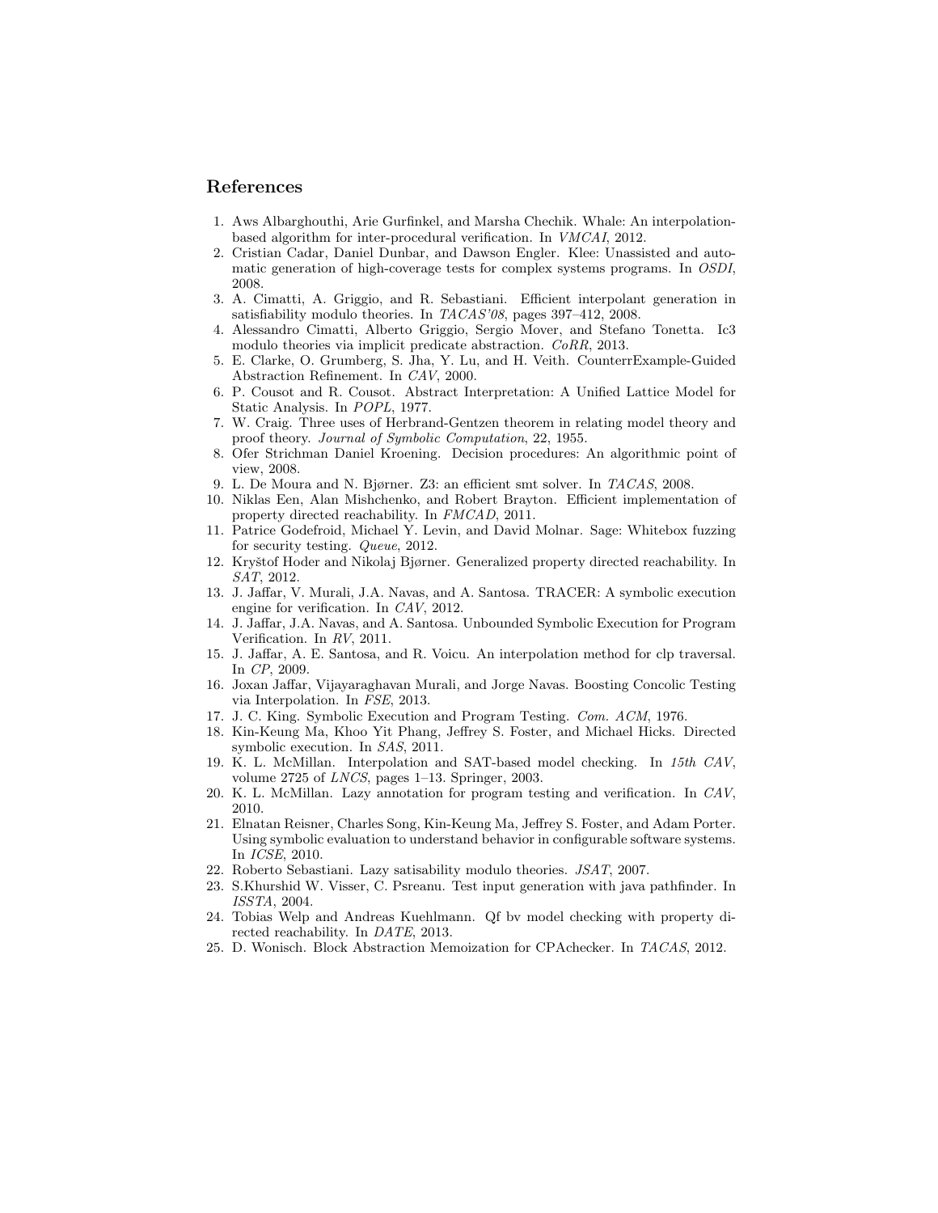## References

1. Aws Albarghouthi, Arie Gurfinkel, and Marsha Chechik. Whale: An interpolation-based algorithm for inter-procedural verification. In *VMCAI*, 2012.
2. Cristian Cadar, Daniel Dunbar, and Dawson Engler. Klee: Unassisted and automatic generation of high-coverage tests for complex systems programs. In *OSDI*, 2008.
3. A. Cimatti, A. Griggio, and R. Sebastiani. Efficient interpolant generation in satisfiability modulo theories. In *TACAS'08*, pages 397–412, 2008.
4. Alessandro Cimatti, Alberto Griggio, Sergio Mover, and Stefano Tonetta. Ic3 modulo theories via implicit predicate abstraction. *CoRR*, 2013.
5. E. Clarke, O. Grumberg, S. Jha, Y. Lu, and H. Veith. CounterrExample-Guided Abstraction Refinement. In *CAV*, 2000.
6. P. Cousot and R. Cousot. Abstract Interpretation: A Unified Lattice Model for Static Analysis. In *POPL*, 1977.
7. W. Craig. Three uses of Herbrand-Gentzen theorem in relating model theory and proof theory. *Journal of Symbolic Computation*, 22, 1955.
8. Ofer Strichman Daniel Kroening. Decision procedures: An algorithmic point of view, 2008.
9. L. De Moura and N. Bjørner. Z3: an efficient smt solver. In *TACAS*, 2008.
10. Niklas Een, Alan Mishchenko, and Robert Brayton. Efficient implementation of property directed reachability. In *FMCAD*, 2011.
11. Patrice Godefroid, Michael Y. Levin, and David Molnar. Sage: Whitebox fuzzing for security testing. *Queue*, 2012.
12. Kryštof Hoder and Nikolaj Bjørner. Generalized property directed reachability. In *SAT*, 2012.
13. J. Jaffar, V. Murali, J.A. Navas, and A. Santosa. TRACER: A symbolic execution engine for verification. In *CAV*, 2012.
14. J. Jaffar, J.A. Navas, and A. Santosa. Unbounded Symbolic Execution for Program Verification. In *RV*, 2011.
15. J. Jaffar, A. E. Santosa, and R. Voicu. An interpolation method for clp traversal. In *CP*, 2009.
16. Joxan Jaffar, Vijayaraghavan Murali, and Jorge Navas. Boosting Concolic Testing via Interpolation. In *FSE*, 2013.
17. J. C. King. Symbolic Execution and Program Testing. *Com. ACM*, 1976.
18. Kin-Keung Ma, Khoo Yit Phang, Jeffrey S. Foster, and Michael Hicks. Directed symbolic execution. In *SAS*, 2011.
19. K. L. McMillan. Interpolation and SAT-based model checking. In *15th CAV*, volume 2725 of *LNCS*, pages 1–13. Springer, 2003.
20. K. L. McMillan. Lazy annotation for program testing and verification. In *CAV*, 2010.
21. Elnatan Reisner, Charles Song, Kin-Keung Ma, Jeffrey S. Foster, and Adam Porter. Using symbolic evaluation to understand behavior in configurable software systems. In *ICSE*, 2010.
22. Roberto Sebastiani. Lazy satisability modulo theories. *JSAT*, 2007.
23. S.Khurshid W. Visser, C. Psreanu. Test input generation with java pathfinder. In *ISSTA*, 2004.
24. Tobias Welp and Andreas Kuehlmann. Qf bv model checking with property directed reachability. In *DATE*, 2013.
25. D. Wonisch. Block Abstraction Memoization for CPAchecker. In *TACAS*, 2012.